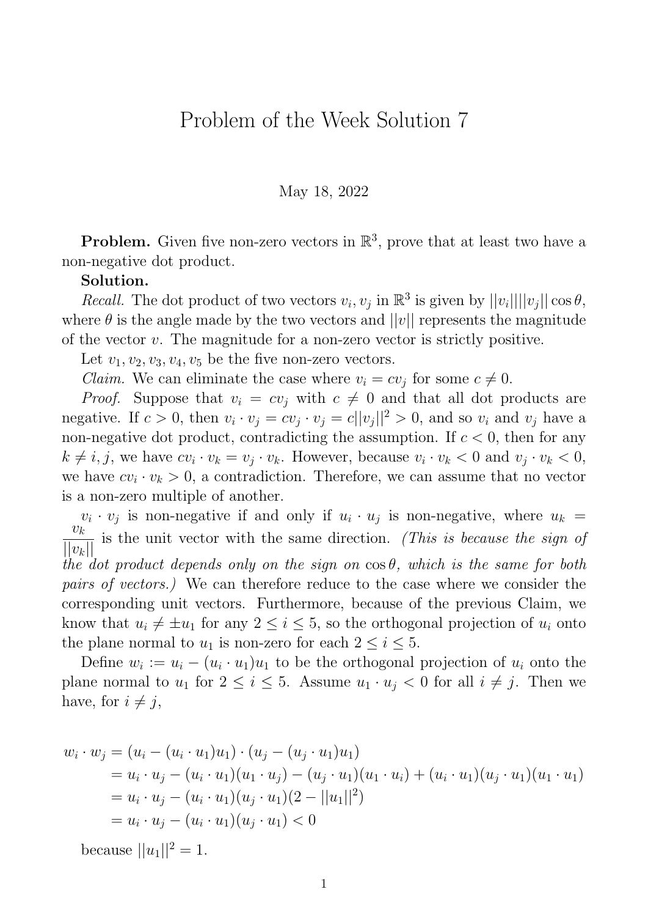# Problem of the Week Solution 7

May 18, 2022

**Problem.** Given five non-zero vectors in $\mathbb{R}^3$, prove that at least two have a non-negative dot product.

**Solution.**

*Recall.* The dot product of two vectors $v_i, v_j$ in $\mathbb{R}^3$ is given by $||v_i||||v_j|| \cos\theta$, where $\theta$ is the angle made by the two vectors and $||v||$ represents the magnitude of the vector $v$. The magnitude for a non-zero vector is strictly positive.

Let $v_1, v_2, v_3, v_4, v_5$ be the five non-zero vectors.

*Claim.* We can eliminate the case where $v_i = cv_j$ for some $c \neq 0$.

*Proof.* Suppose that $v_i = cv_j$ with $c \neq 0$ and that all dot products are negative. If $c > 0$, then $v_i \cdot v_j = cv_j \cdot v_j = c||v_j||^2 > 0$, and so $v_i$ and $v_j$ have a non-negative dot product, contradicting the assumption. If $c < 0$, then for any $k \neq i, j$, we have $cv_i \cdot v_k = v_j \cdot v_k$. However, because $v_i \cdot v_k < 0$ and $v_j \cdot v_k < 0$, we have $cv_i \cdot v_k > 0$, a contradiction. Therefore, we can assume that no vector is a non-zero multiple of another.

$v_i \cdot v_j$ is non-negative if and only if $u_i \cdot u_j$ is non-negative, where $u_k = \dfrac{v_k}{||v_k||}$ is the unit vector with the same direction. *(This is because the sign of the dot product depends only on the sign on $\cos\theta$, which is the same for both pairs of vectors.)* We can therefore reduce to the case where we consider the corresponding unit vectors. Furthermore, because of the previous Claim, we know that $u_i \neq \pm u_1$ for any $2 \leq i \leq 5$, so the orthogonal projection of $u_i$ onto the plane normal to $u_1$ is non-zero for each $2 \leq i \leq 5$.

Define $w_i := u_i - (u_i \cdot u_1)u_1$ to be the orthogonal projection of $u_i$ onto the plane normal to $u_1$ for $2 \leq i \leq 5$. Assume $u_1 \cdot u_j < 0$ for all $i \neq j$. Then we have, for $i \neq j$,

$$
\begin{aligned}
w_i \cdot w_j &= (u_i - (u_i \cdot u_1)u_1) \cdot (u_j - (u_j \cdot u_1)u_1) \\
&= u_i \cdot u_j - (u_i \cdot u_1)(u_1 \cdot u_j) - (u_j \cdot u_1)(u_1 \cdot u_i) + (u_i \cdot u_1)(u_j \cdot u_1)(u_1 \cdot u_1) \\
&= u_i \cdot u_j - (u_i \cdot u_1)(u_j \cdot u_1)(2 - ||u_1||^2) \\
&= u_i \cdot u_j - (u_i \cdot u_1)(u_j \cdot u_1) < 0
\end{aligned}
$$

because $||u_1||^2 = 1$.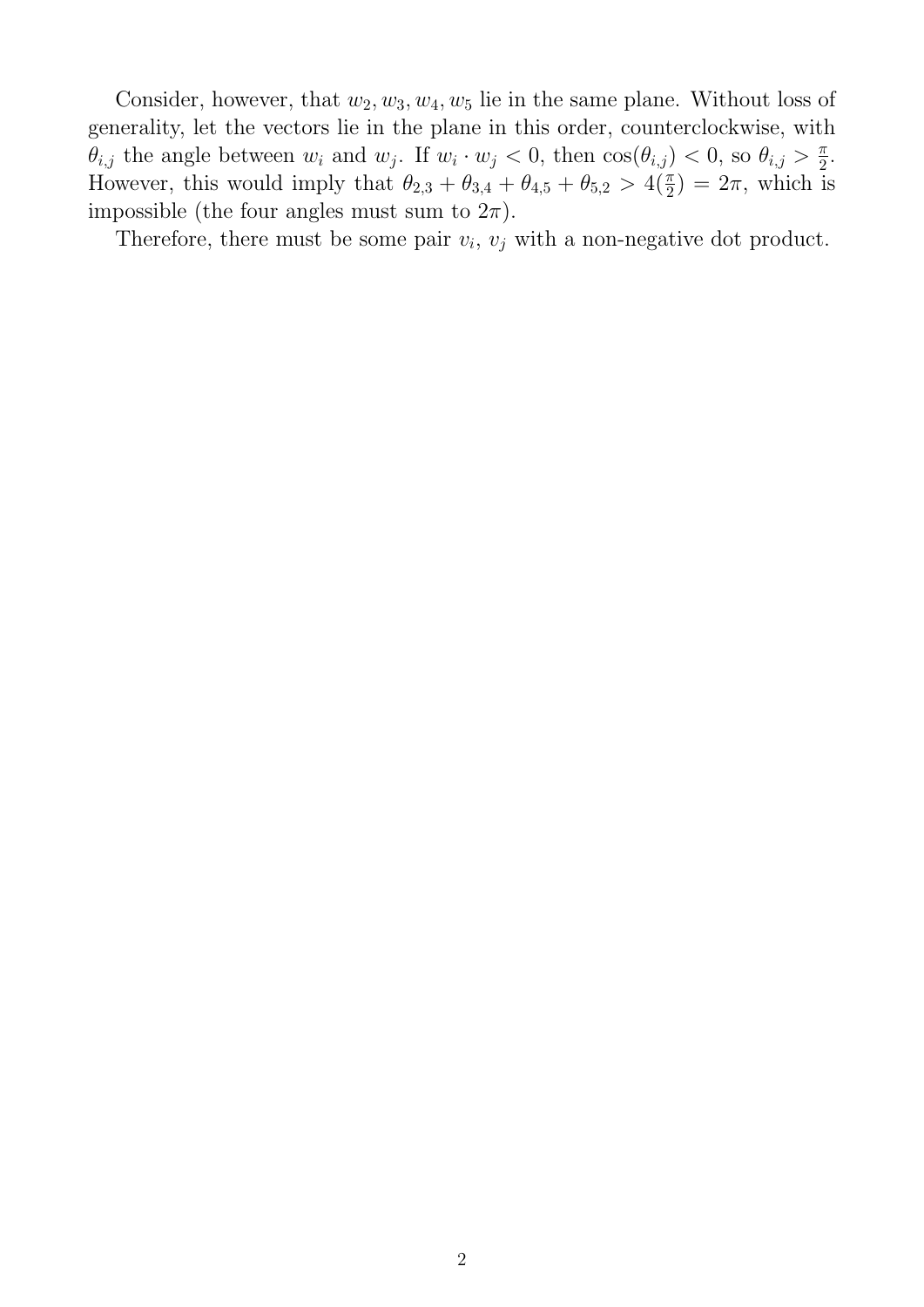Consider, however, that $w_2, w_3, w_4, w_5$ lie in the same plane. Without loss of generality, let the vectors lie in the plane in this order, counterclockwise, with $\theta_{i,j}$ the angle between $w_i$ and $w_j$. If $w_i \cdot w_j < 0$, then $\cos(\theta_{i,j}) < 0$, so $\theta_{i,j} > \frac{\pi}{2}$. However, this would imply that $\theta_{2,3} + \theta_{3,4} + \theta_{4,5} + \theta_{5,2} > 4(\frac{\pi}{2}) = 2\pi$, which is impossible (the four angles must sum to $2\pi$).

Therefore, there must be some pair $v_i$, $v_j$ with a non-negative dot product.